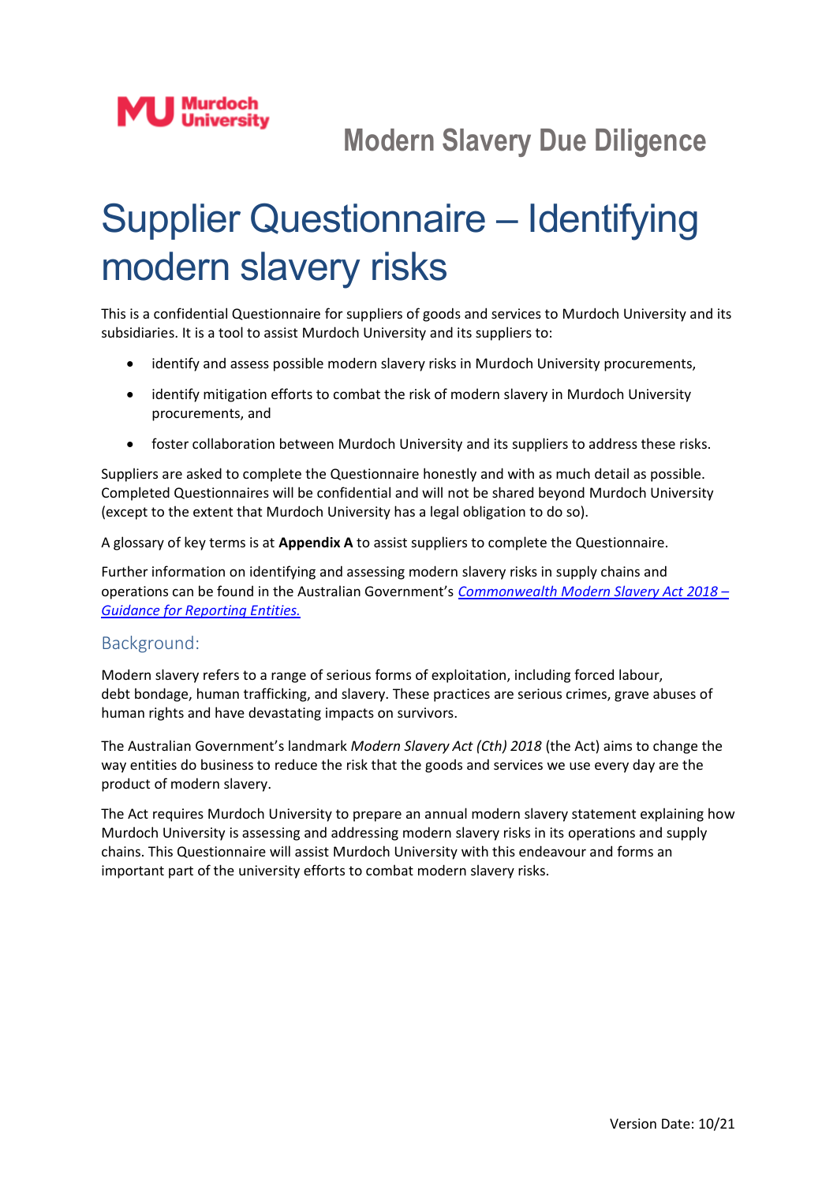Murdoch University

Modern Slavery Due Diligence

# Supplier Questionnaire – Identifying modern slavery risks

This is a confidential Questionnaire for suppliers of goods and services to Murdoch University and its subsidiaries. It is a tool to assist Murdoch University and its suppliers to:

- identify and assess possible modern slavery risks in Murdoch University procurements,
- identify mitigation efforts to combat the risk of modern slavery in Murdoch University procurements, and
- foster collaboration between Murdoch University and its suppliers to address these risks.

Suppliers are asked to complete the Questionnaire honestly and with as much detail as possible. Completed Questionnaires will be confidential and will not be shared beyond Murdoch University (except to the extent that Murdoch University has a legal obligation to do so).

A glossary of key terms is at **Appendix A** to assist suppliers to complete the Questionnaire.

Further information on identifying and assessing modern slavery risks in supply chains and operations can be found in the Australian Government's *Commonwealth Modern Slavery Act 2018 – Guidance for Reporting Entities.*

## Background:

Modern slavery refers to a range of serious forms of exploitation, including forced labour, debt bondage, human trafficking, and slavery. These practices are serious crimes, grave abuses of human rights and have devastating impacts on survivors.

The Australian Government's landmark *Modern Slavery Act (Cth) 2018* (the Act) aims to change the way entities do business to reduce the risk that the goods and services we use every day are the product of modern slavery.

The Act requires Murdoch University to prepare an annual modern slavery statement explaining how Murdoch University is assessing and addressing modern slavery risks in its operations and supply chains. This Questionnaire will assist Murdoch University with this endeavour and forms an important part of the university efforts to combat modern slavery risks.

Version Date: 10/21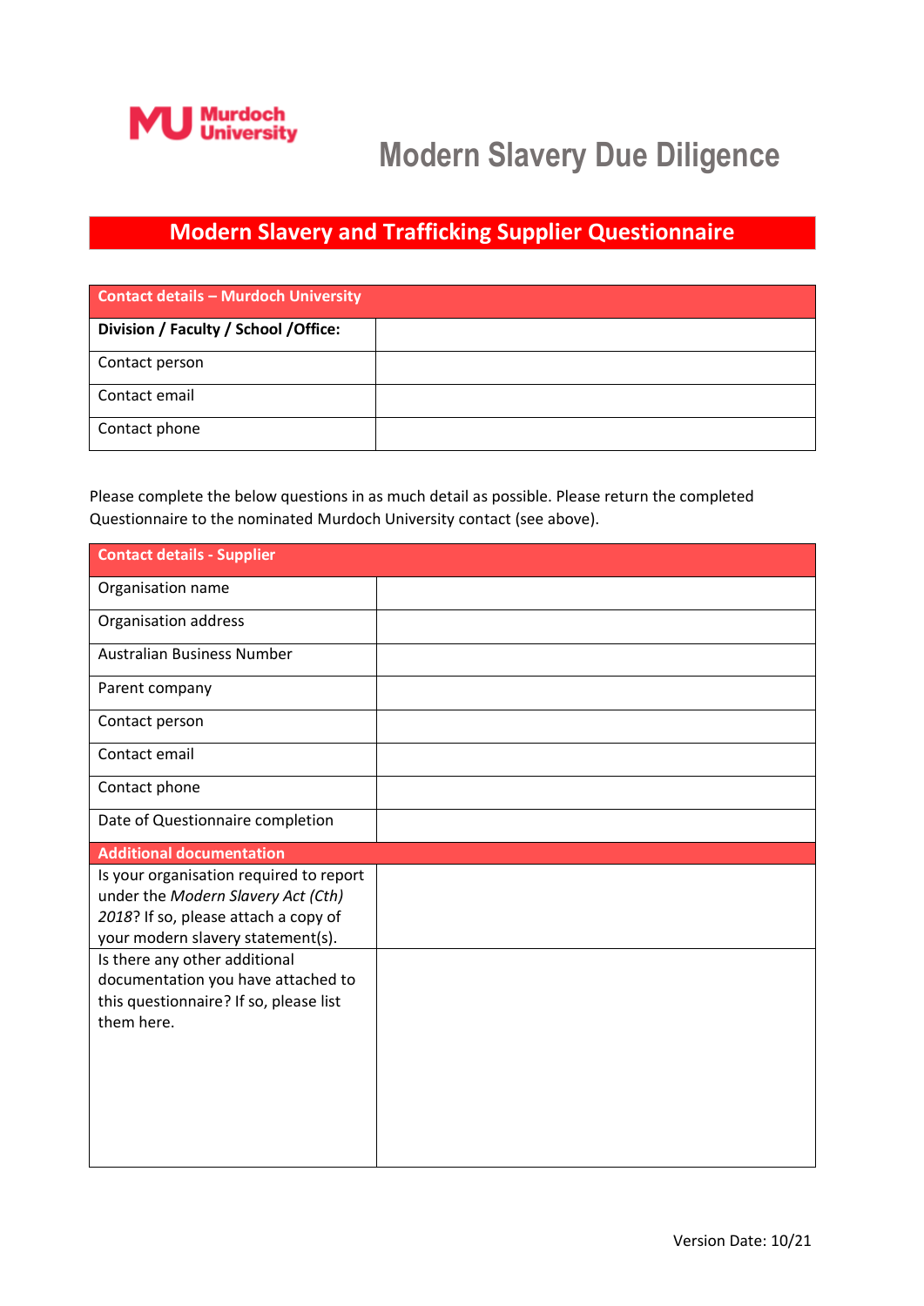Murdoch University

# Modern Slavery Due Diligence

## Modern Slavery and Trafficking Supplier Questionnaire

| Contact details – Murdoch University | |
|---|---|
| **Division / Faculty / School /Office:** | |
| Contact person | |
| Contact email | |
| Contact phone | |

Please complete the below questions in as much detail as possible. Please return the completed Questionnaire to the nominated Murdoch University contact (see above).

| Contact details - Supplier | |
|---|---|
| Organisation name | |
| Organisation address | |
| Australian Business Number | |
| Parent company | |
| Contact person | |
| Contact email | |
| Contact phone | |
| Date of Questionnaire completion | |
| **Additional documentation** | |
| Is your organisation required to report under the *Modern Slavery Act (Cth) 2018*? If so, please attach a copy of your modern slavery statement(s). | |
| Is there any other additional documentation you have attached to this questionnaire? If so, please list them here. | |

Version Date: 10/21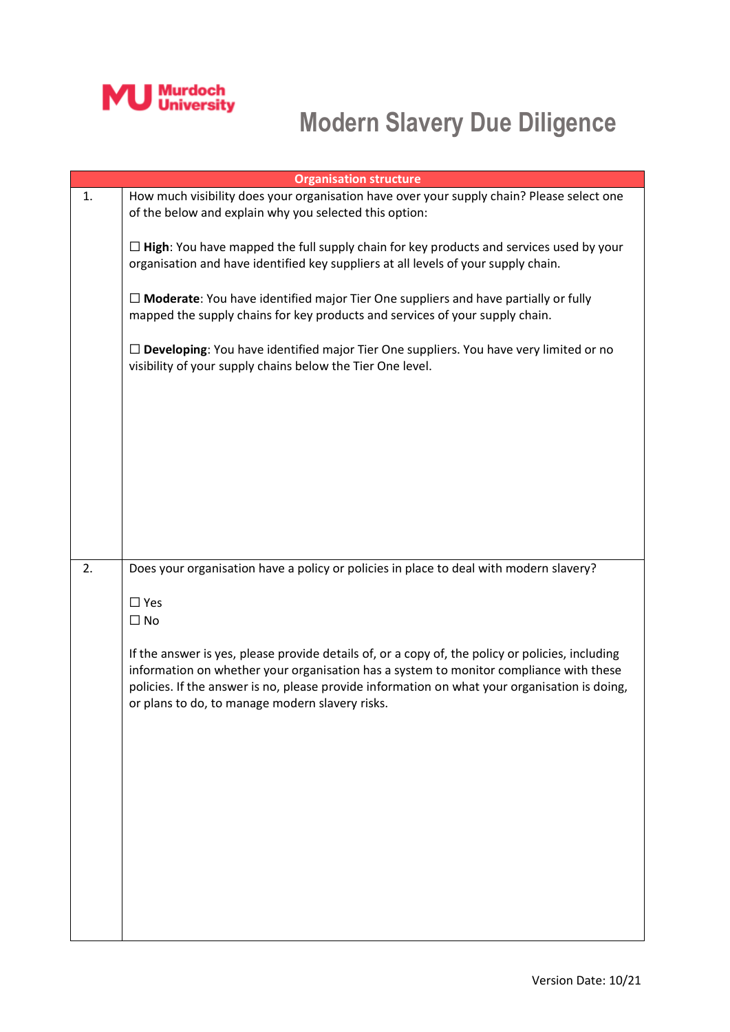Murdoch University

# Modern Slavery Due Diligence

| Organisation structure | |
|---|---|
| 1. | How much visibility does your organisation have over your supply chain? Please select one of the below and explain why you selected this option:<br><br>☐ **High**: You have mapped the full supply chain for key products and services used by your organisation and have identified key suppliers at all levels of your supply chain.<br><br>☐ **Moderate**: You have identified major Tier One suppliers and have partially or fully mapped the supply chains for key products and services of your supply chain.<br><br>☐ **Developing**: You have identified major Tier One suppliers. You have very limited or no visibility of your supply chains below the Tier One level. |
| 2. | Does your organisation have a policy or policies in place to deal with modern slavery?<br><br>☐ Yes<br>☐ No<br><br>If the answer is yes, please provide details of, or a copy of, the policy or policies, including information on whether your organisation has a system to monitor compliance with these policies. If the answer is no, please provide information on what your organisation is doing, or plans to do, to manage modern slavery risks. |

Version Date: 10/21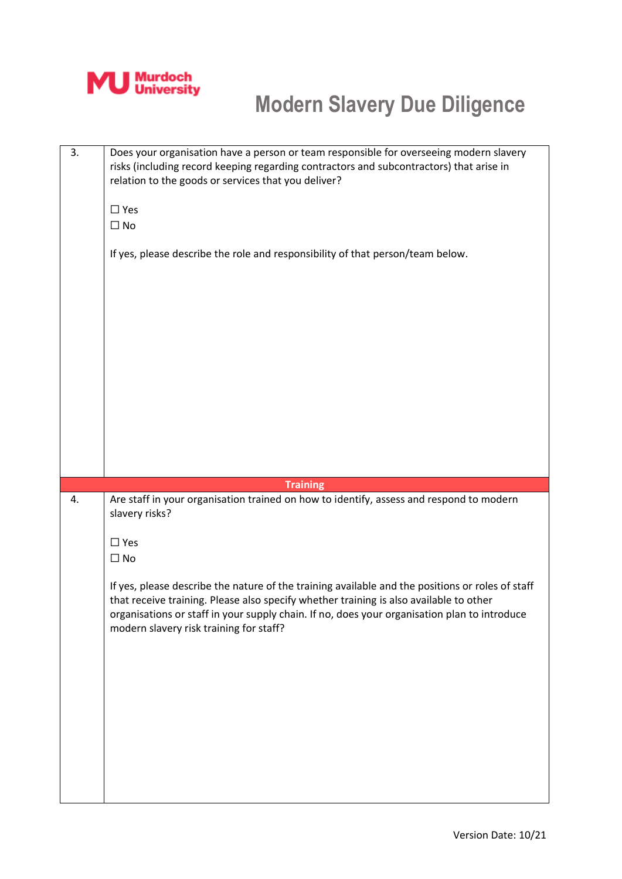| | |
|---|---|
| 3. | Does your organisation have a person or team responsible for overseeing modern slavery risks (including record keeping regarding contractors and subcontractors) that arise in relation to the goods or services that you deliver?<br><br>☐ Yes<br>☐ No<br><br>If yes, please describe the role and responsibility of that person/team below. |
| **Training** | |
| 4. | Are staff in your organisation trained on how to identify, assess and respond to modern slavery risks?<br><br>☐ Yes<br>☐ No<br><br>If yes, please describe the nature of the training available and the positions or roles of staff that receive training. Please also specify whether training is also available to other organisations or staff in your supply chain. If no, does your organisation plan to introduce modern slavery risk training for staff? |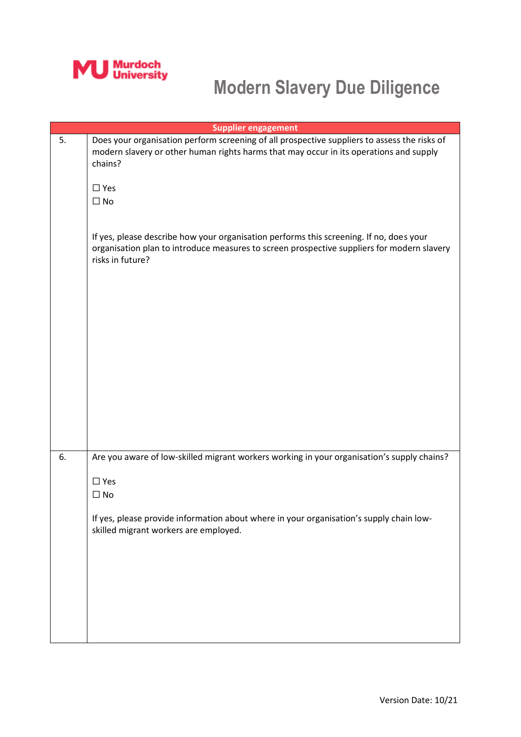# Modern Slavery Due Diligence

| Supplier engagement | |
|---|---|
| 5. | Does your organisation perform screening of all prospective suppliers to assess the risks of modern slavery or other human rights harms that may occur in its operations and supply chains?<br><br>☐ Yes<br>☐ No<br><br>If yes, please describe how your organisation performs this screening. If no, does your organisation plan to introduce measures to screen prospective suppliers for modern slavery risks in future? |
| 6. | Are you aware of low-skilled migrant workers working in your organisation's supply chains?<br><br>☐ Yes<br>☐ No<br><br>If yes, please provide information about where in your organisation's supply chain low-skilled migrant workers are employed. |

Version Date: 10/21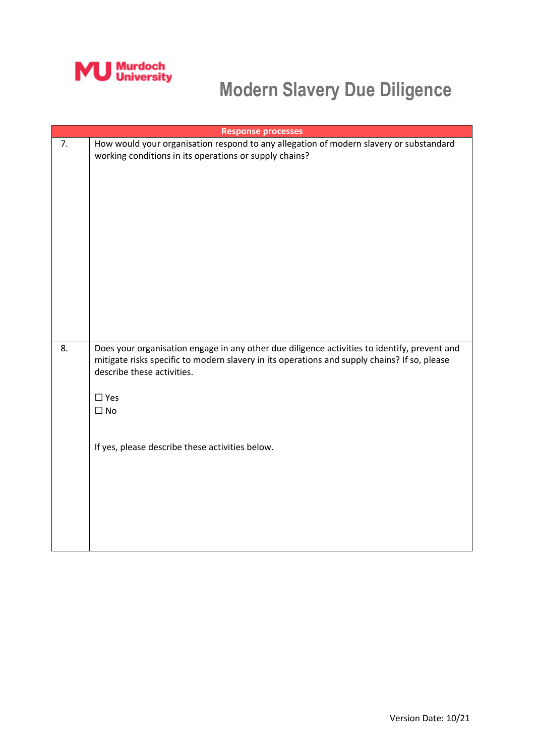# Modern Slavery Due Diligence

| Response processes | |
|---|---|
| 7. | How would your organisation respond to any allegation of modern slavery or substandard working conditions in its operations or supply chains? |
| 8. | Does your organisation engage in any other due diligence activities to identify, prevent and mitigate risks specific to modern slavery in its operations and supply chains? If so, please describe these activities.<br><br>☐ Yes<br>☐ No<br><br>If yes, please describe these activities below. |

Version Date: 10/21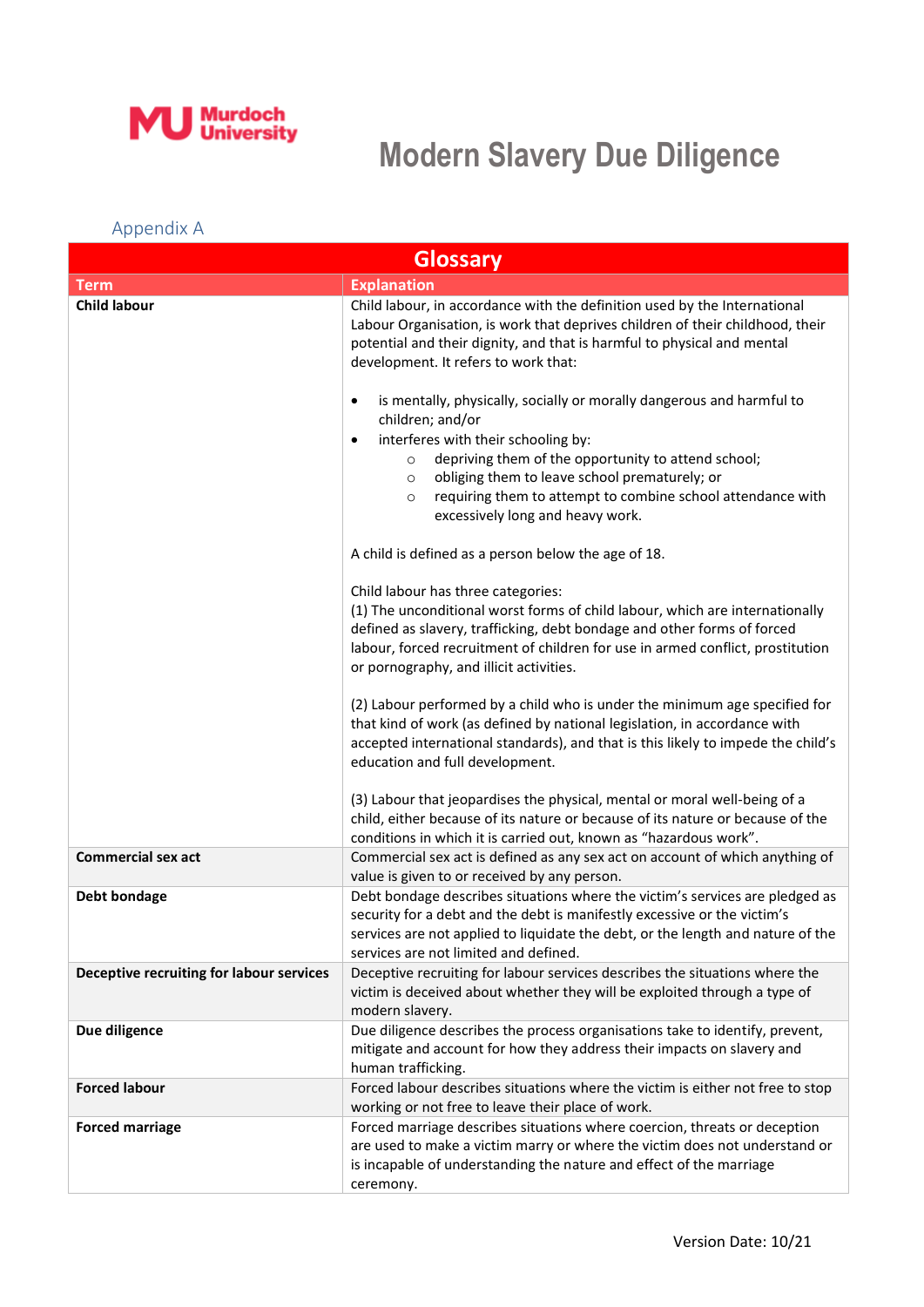# Modern Slavery Due Diligence

## Appendix A

| Glossary | |
|---|---|
| **Term** | **Explanation** |
| **Child labour** | Child labour, in accordance with the definition used by the International Labour Organisation, is work that deprives children of their childhood, their potential and their dignity, and that is harmful to physical and mental development. It refers to work that:<br><br>• is mentally, physically, socially or morally dangerous and harmful to children; and/or<br>• interferes with their schooling by:<br>&nbsp;&nbsp;&nbsp;&nbsp;○ depriving them of the opportunity to attend school;<br>&nbsp;&nbsp;&nbsp;&nbsp;○ obliging them to leave school prematurely; or<br>&nbsp;&nbsp;&nbsp;&nbsp;○ requiring them to attempt to combine school attendance with excessively long and heavy work.<br><br>A child is defined as a person below the age of 18.<br><br>Child labour has three categories:<br>(1) The unconditional worst forms of child labour, which are internationally defined as slavery, trafficking, debt bondage and other forms of forced labour, forced recruitment of children for use in armed conflict, prostitution or pornography, and illicit activities.<br><br>(2) Labour performed by a child who is under the minimum age specified for that kind of work (as defined by national legislation, in accordance with accepted international standards), and that is this likely to impede the child's education and full development.<br><br>(3) Labour that jeopardises the physical, mental or moral well-being of a child, either because of its nature or because of its nature or because of the conditions in which it is carried out, known as "hazardous work". |
| **Commercial sex act** | Commercial sex act is defined as any sex act on account of which anything of value is given to or received by any person. |
| **Debt bondage** | Debt bondage describes situations where the victim's services are pledged as security for a debt and the debt is manifestly excessive or the victim's services are not applied to liquidate the debt, or the length and nature of the services are not limited and defined. |
| **Deceptive recruiting for labour services** | Deceptive recruiting for labour services describes the situations where the victim is deceived about whether they will be exploited through a type of modern slavery. |
| **Due diligence** | Due diligence describes the process organisations take to identify, prevent, mitigate and account for how they address their impacts on slavery and human trafficking. |
| **Forced labour** | Forced labour describes situations where the victim is either not free to stop working or not free to leave their place of work. |
| **Forced marriage** | Forced marriage describes situations where coercion, threats or deception are used to make a victim marry or where the victim does not understand or is incapable of understanding the nature and effect of the marriage ceremony. |

Version Date: 10/21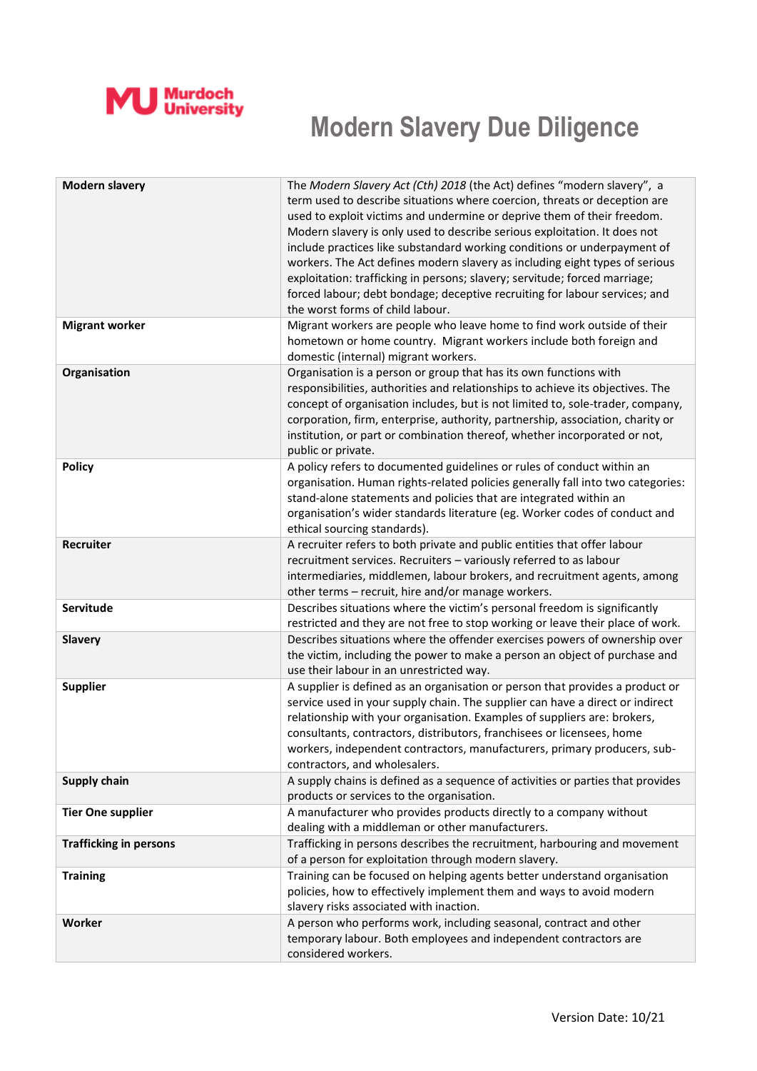# Modern Slavery Due Diligence

| | |
|---|---|
| **Modern slavery** | The *Modern Slavery Act (Cth) 2018* (the Act) defines "modern slavery", a term used to describe situations where coercion, threats or deception are used to exploit victims and undermine or deprive them of their freedom. Modern slavery is only used to describe serious exploitation. It does not include practices like substandard working conditions or underpayment of workers. The Act defines modern slavery as including eight types of serious exploitation: trafficking in persons; slavery; servitude; forced marriage; forced labour; debt bondage; deceptive recruiting for labour services; and the worst forms of child labour. |
| **Migrant worker** | Migrant workers are people who leave home to find work outside of their hometown or home country. Migrant workers include both foreign and domestic (internal) migrant workers. |
| **Organisation** | Organisation is a person or group that has its own functions with responsibilities, authorities and relationships to achieve its objectives. The concept of organisation includes, but is not limited to, sole-trader, company, corporation, firm, enterprise, authority, partnership, association, charity or institution, or part or combination thereof, whether incorporated or not, public or private. |
| **Policy** | A policy refers to documented guidelines or rules of conduct within an organisation. Human rights-related policies generally fall into two categories: stand-alone statements and policies that are integrated within an organisation's wider standards literature (eg. Worker codes of conduct and ethical sourcing standards). |
| **Recruiter** | A recruiter refers to both private and public entities that offer labour recruitment services. Recruiters – variously referred to as labour intermediaries, middlemen, labour brokers, and recruitment agents, among other terms – recruit, hire and/or manage workers. |
| **Servitude** | Describes situations where the victim's personal freedom is significantly restricted and they are not free to stop working or leave their place of work. |
| **Slavery** | Describes situations where the offender exercises powers of ownership over the victim, including the power to make a person an object of purchase and use their labour in an unrestricted way. |
| **Supplier** | A supplier is defined as an organisation or person that provides a product or service used in your supply chain. The supplier can have a direct or indirect relationship with your organisation. Examples of suppliers are: brokers, consultants, contractors, distributors, franchisees or licensees, home workers, independent contractors, manufacturers, primary producers, sub-contractors, and wholesalers. |
| **Supply chain** | A supply chains is defined as a sequence of activities or parties that provides products or services to the organisation. |
| **Tier One supplier** | A manufacturer who provides products directly to a company without dealing with a middleman or other manufacturers. |
| **Trafficking in persons** | Trafficking in persons describes the recruitment, harbouring and movement of a person for exploitation through modern slavery. |
| **Training** | Training can be focused on helping agents better understand organisation policies, how to effectively implement them and ways to avoid modern slavery risks associated with inaction. |
| **Worker** | A person who performs work, including seasonal, contract and other temporary labour. Both employees and independent contractors are considered workers. |

Version Date: 10/21